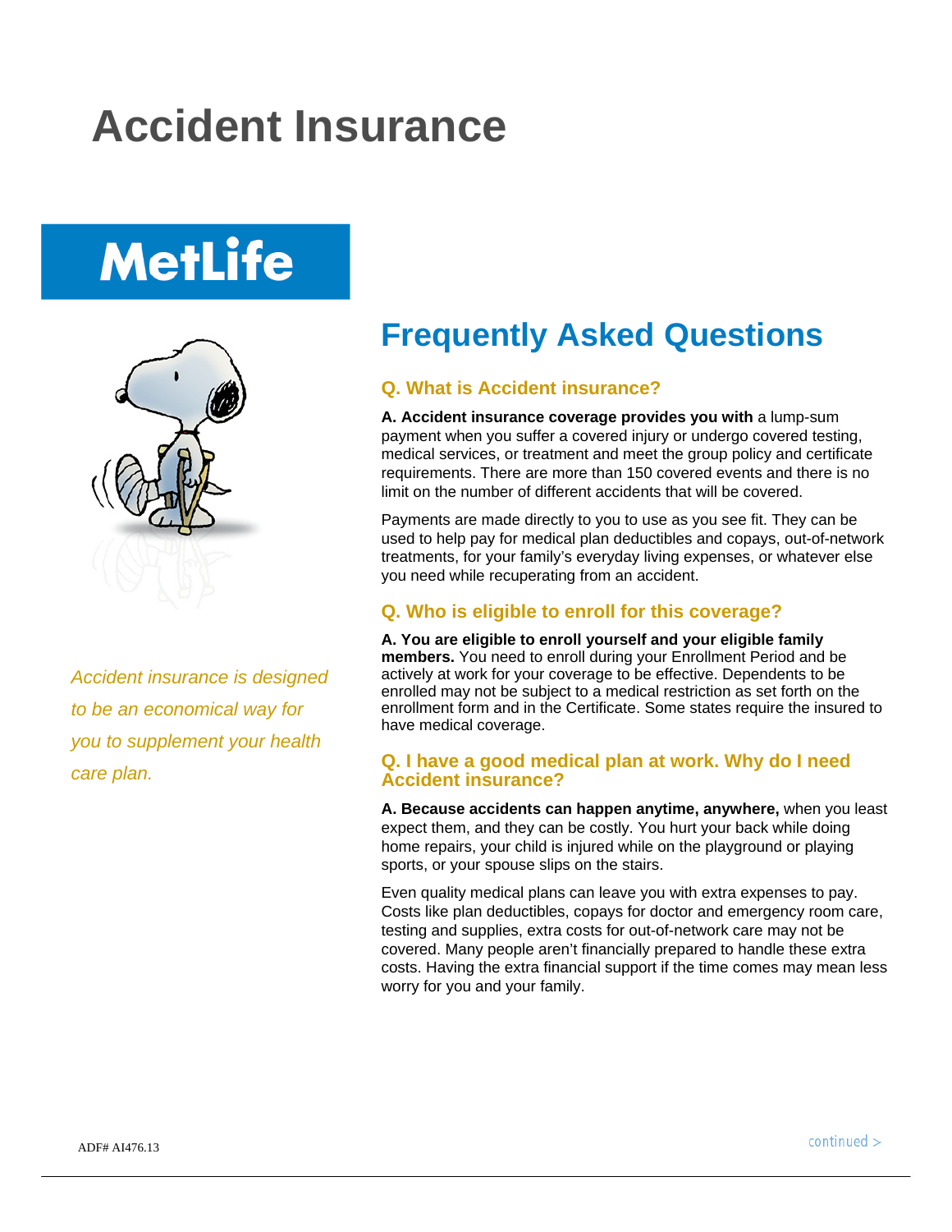# Accident Insurance

MetLife

*Accident insurance is designed to be an economical way for you to supplement your health care plan.*

## Frequently Asked Questions

### Q. What is Accident insurance?

**A. Accident insurance coverage provides you with** a lump-sum payment when you suffer a covered injury or undergo covered testing, medical services, or treatment and meet the group policy and certificate requirements. There are more than 150 covered events and there is no limit on the number of different accidents that will be covered.

Payments are made directly to you to use as you see fit. They can be used to help pay for medical plan deductibles and copays, out-of-network treatments, for your family's everyday living expenses, or whatever else you need while recuperating from an accident.

### Q. Who is eligible to enroll for this coverage?

**A. You are eligible to enroll yourself and your eligible family members.** You need to enroll during your Enrollment Period and be actively at work for your coverage to be effective. Dependents to be enrolled may not be subject to a medical restriction as set forth on the enrollment form and in the Certificate. Some states require the insured to have medical coverage.

### Q. I have a good medical plan at work. Why do I need Accident insurance?

**A. Because accidents can happen anytime, anywhere,** when you least expect them, and they can be costly. You hurt your back while doing home repairs, your child is injured while on the playground or playing sports, or your spouse slips on the stairs.

Even quality medical plans can leave you with extra expenses to pay. Costs like plan deductibles, copays for doctor and emergency room care, testing and supplies, extra costs for out-of-network care may not be covered. Many people aren't financially prepared to handle these extra costs. Having the extra financial support if the time comes may mean less worry for you and your family.

ADF# AI476.13

continued >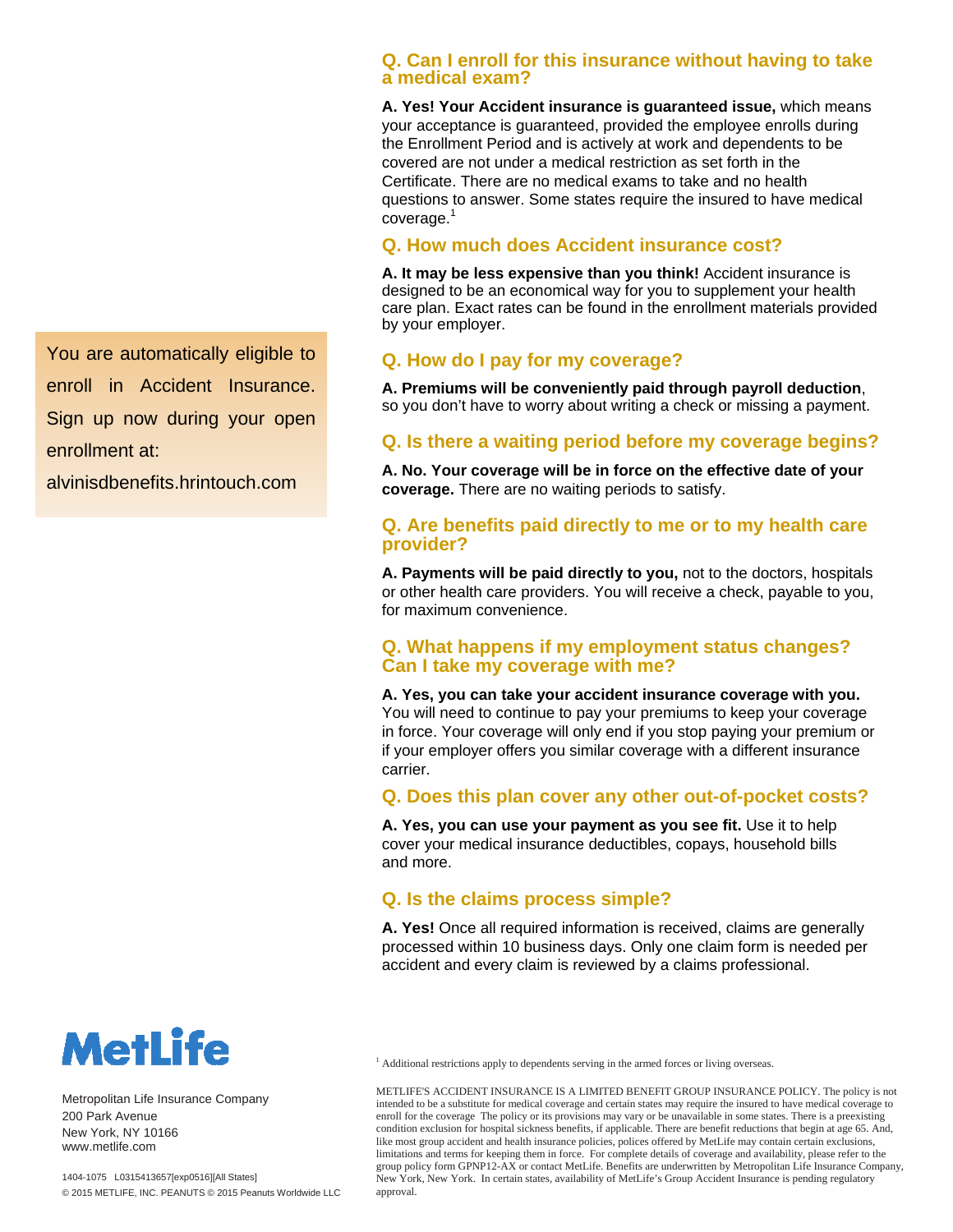## Q. Can I enroll for this insurance without having to take a medical exam?

**A. Yes! Your Accident insurance is guaranteed issue,** which means your acceptance is guaranteed, provided the employee enrolls during the Enrollment Period and is actively at work and dependents to be covered are not under a medical restriction as set forth in the Certificate. There are no medical exams to take and no health questions to answer. Some states require the insured to have medical coverage.[1]

## Q. How much does Accident insurance cost?

**A. It may be less expensive than you think!** Accident insurance is designed to be an economical way for you to supplement your health care plan. Exact rates can be found in the enrollment materials provided by your employer.

You are automatically eligible to enroll in Accident Insurance. Sign up now during your open enrollment at:

alvinisdbenefits.hrintouch.com

## Q. How do I pay for my coverage?

**A. Premiums will be conveniently paid through payroll deduction**, so you don't have to worry about writing a check or missing a payment.

## Q. Is there a waiting period before my coverage begins?

**A. No. Your coverage will be in force on the effective date of your coverage.** There are no waiting periods to satisfy.

## Q. Are benefits paid directly to me or to my health care provider?

**A. Payments will be paid directly to you,** not to the doctors, hospitals or other health care providers. You will receive a check, payable to you, for maximum convenience.

## Q. What happens if my employment status changes? Can I take my coverage with me?

**A. Yes, you can take your accident insurance coverage with you.** You will need to continue to pay your premiums to keep your coverage in force. Your coverage will only end if you stop paying your premium or if your employer offers you similar coverage with a different insurance carrier.

## Q. Does this plan cover any other out-of-pocket costs?

**A. Yes, you can use your payment as you see fit.** Use it to help cover your medical insurance deductibles, copays, household bills and more.

## Q. Is the claims process simple?

**A. Yes!** Once all required information is received, claims are generally processed within 10 business days. Only one claim form is needed per accident and every claim is reviewed by a claims professional.

MetLife

Metropolitan Life Insurance Company
200 Park Avenue
New York, NY 10166
www.metlife.com

1404-1075 L0315413657[exp0516][All States]
© 2015 METLIFE, INC. PEANUTS © 2015 Peanuts Worldwide LLC

[1] Additional restrictions apply to dependents serving in the armed forces or living overseas.

METLIFE'S ACCIDENT INSURANCE IS A LIMITED BENEFIT GROUP INSURANCE POLICY. The policy is not intended to be a substitute for medical coverage and certain states may require the insured to have medical coverage to enroll for the coverage The policy or its provisions may vary or be unavailable in some states. There is a preexisting condition exclusion for hospital sickness benefits, if applicable. There are benefit reductions that begin at age 65. And, like most group accident and health insurance policies, polices offered by MetLife may contain certain exclusions, limitations and terms for keeping them in force. For complete details of coverage and availability, please refer to the group policy form GPNP12-AX or contact MetLife. Benefits are underwritten by Metropolitan Life Insurance Company, New York, New York. In certain states, availability of MetLife's Group Accident Insurance is pending regulatory approval.